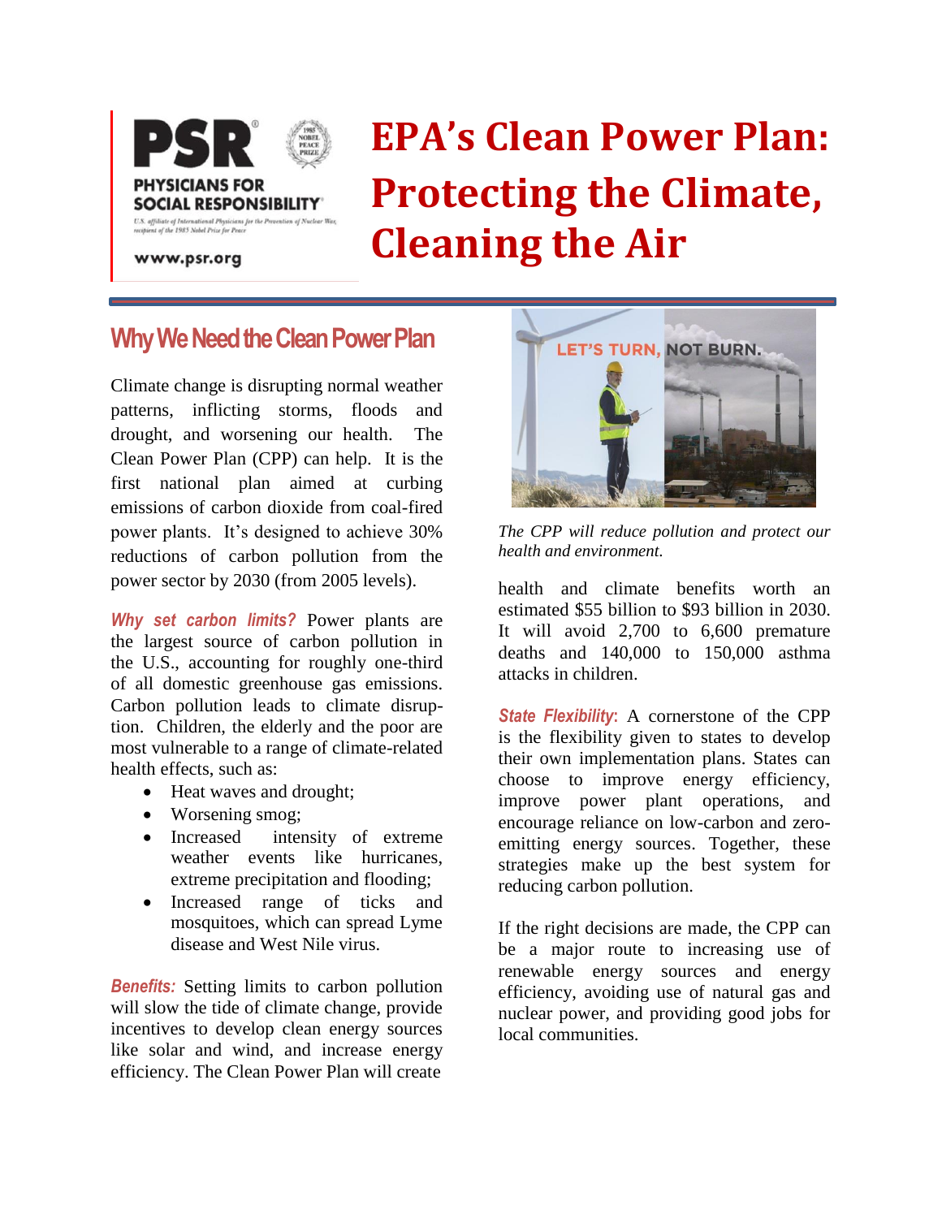PHYSICIANS FOR SOCIAL RESPONSIBILITY

U.S. affiliate of International Physicians for the Prevention of Nuclear War, recipient of the 1985 Nobel Prize for Peace

www.psr.org

# EPA's Clean Power Plan: Protecting the Climate, Cleaning the Air

## Why We Need the Clean Power Plan

Climate change is disrupting normal weather patterns, inflicting storms, floods and drought, and worsening our health. The Clean Power Plan (CPP) can help. It is the first national plan aimed at curbing emissions of carbon dioxide from coal-fired power plants. It's designed to achieve 30% reductions of carbon pollution from the power sector by 2030 (from 2005 levels).

***Why set carbon limits?*** Power plants are the largest source of carbon pollution in the U.S., accounting for roughly one-third of all domestic greenhouse gas emissions. Carbon pollution leads to climate disruption. Children, the elderly and the poor are most vulnerable to a range of climate-related health effects, such as:

- Heat waves and drought;
- Worsening smog;
- Increased intensity of extreme weather events like hurricanes, extreme precipitation and flooding;
- Increased range of ticks and mosquitoes, which can spread Lyme disease and West Nile virus.

***Benefits:*** Setting limits to carbon pollution will slow the tide of climate change, provide incentives to develop clean energy sources like solar and wind, and increase energy efficiency. The Clean Power Plan will create health and climate benefits worth an estimated \$55 billion to \$93 billion in 2030. It will avoid 2,700 to 6,600 premature deaths and 140,000 to 150,000 asthma attacks in children.

LET'S TURN, NOT BURN.

*The CPP will reduce pollution and protect our health and environment.*

***State Flexibility*:** A cornerstone of the CPP is the flexibility given to states to develop their own implementation plans. States can choose to improve energy efficiency, improve power plant operations, and encourage reliance on low-carbon and zero-emitting energy sources. Together, these strategies make up the best system for reducing carbon pollution.

If the right decisions are made, the CPP can be a major route to increasing use of renewable energy sources and energy efficiency, avoiding use of natural gas and nuclear power, and providing good jobs for local communities.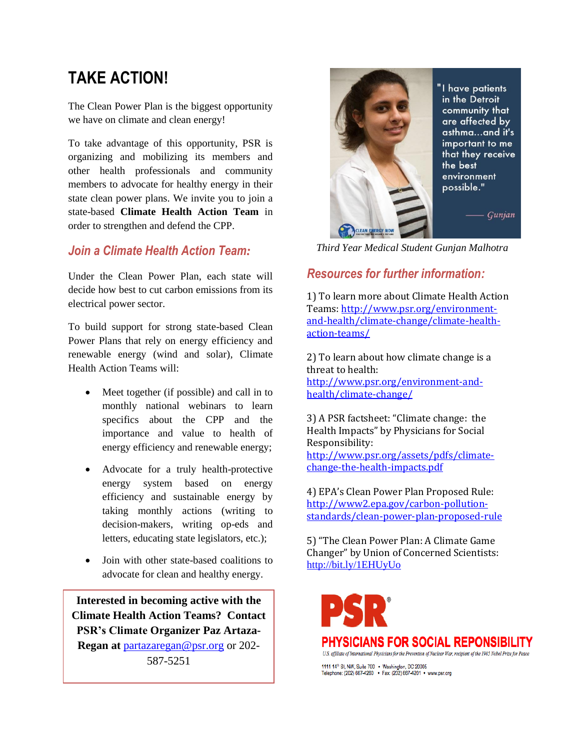# TAKE ACTION!

The Clean Power Plan is the biggest opportunity we have on climate and clean energy!

To take advantage of this opportunity, PSR is organizing and mobilizing its members and other health professionals and community members to advocate for healthy energy in their state clean power plans. We invite you to join a state-based **Climate Health Action Team** in order to strengthen and defend the CPP.

## *Join a Climate Health Action Team:*

Under the Clean Power Plan, each state will decide how best to cut carbon emissions from its electrical power sector.

To build support for strong state-based Clean Power Plans that rely on energy efficiency and renewable energy (wind and solar), Climate Health Action Teams will:

- Meet together (if possible) and call in to monthly national webinars to learn specifics about the CPP and the importance and value to health of energy efficiency and renewable energy;
- Advocate for a truly health-protective energy system based on energy efficiency and sustainable energy by taking monthly actions (writing to decision-makers, writing op-eds and letters, educating state legislators, etc.);
- Join with other state-based coalitions to advocate for clean and healthy energy.

**Interested in becoming active with the Climate Health Action Teams? Contact PSR's Climate Organizer Paz Artaza-Regan at** partazaregan@psr.org or 202-587-5251

"I have patients in the Detroit community that are affected by asthma...and it's important to me that they receive the best environment possible."

— Gunjan

CLEAN ENERGY NOW

*Third Year Medical Student Gunjan Malhotra*

## *Resources for further information:*

1) To learn more about Climate Health Action Teams: http://www.psr.org/environment-and-health/climate-change/climate-health-action-teams/

2) To learn about how climate change is a threat to health: http://www.psr.org/environment-and-health/climate-change/

3) A PSR factsheet: "Climate change: the Health Impacts" by Physicians for Social Responsibility: http://www.psr.org/assets/pdfs/climate-change-the-health-impacts.pdf

4) EPA's Clean Power Plan Proposed Rule: http://www2.epa.gov/carbon-pollution-standards/clean-power-plan-proposed-rule

5) "The Clean Power Plan: A Climate Game Changer" by Union of Concerned Scientists: http://bit.ly/1EHUyUo

PSR®

PHYSICIANS FOR SOCIAL REPONSIBILITY

*U.S. affiliate of International Physicians for the Prevention of Nuclear War, recipient of the 1985 Nobel Prize for Peace*

1111 14th St, NW, Suite 700 • Washington, DC 20005
Telephone: (202) 667-4260 • Fax: (202) 667-4201 • www.psr.org